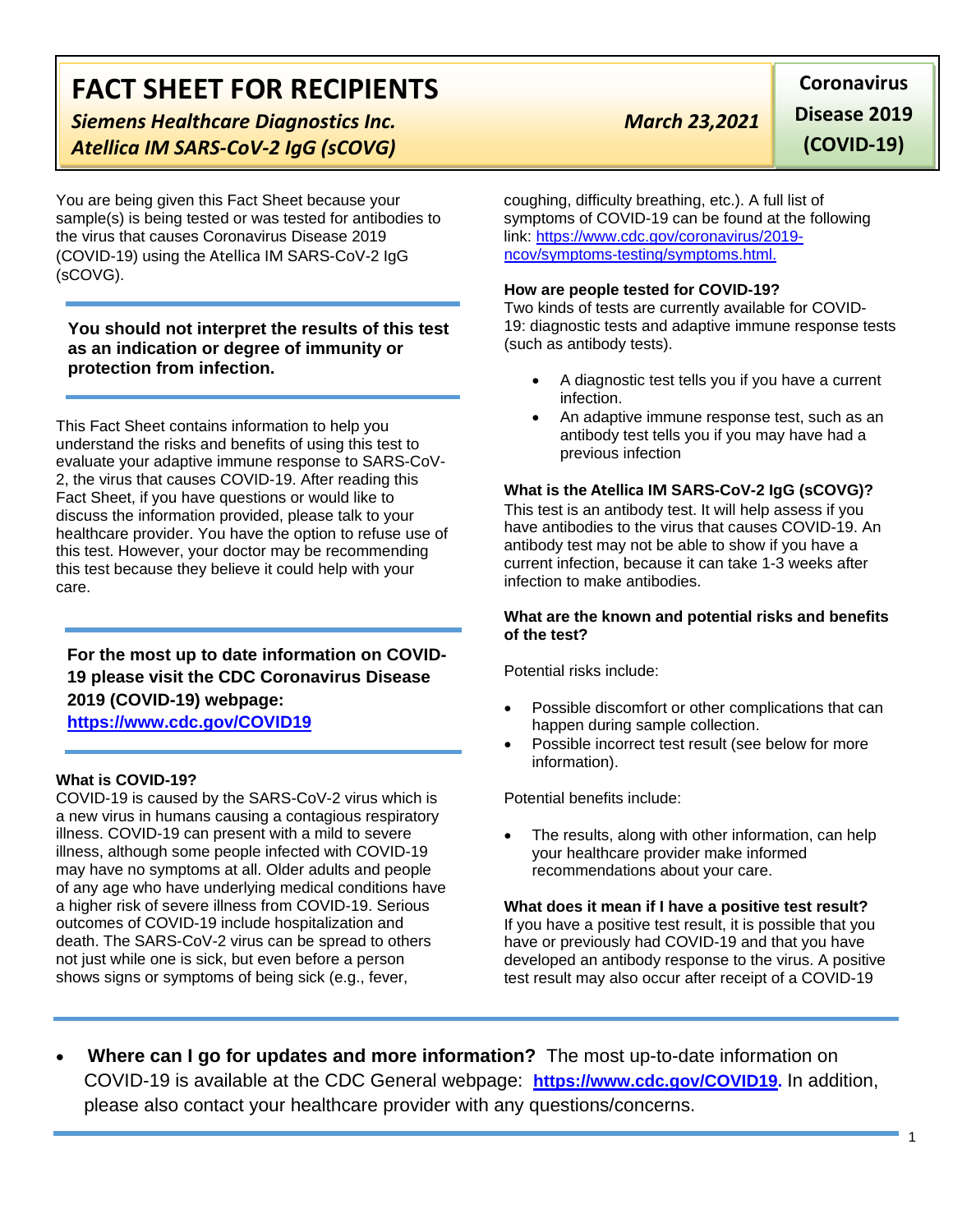# FACT SHEET FOR RECIPIENTS

***Siemens Healthcare Diagnostics Inc.***
***Atellica IM SARS-CoV-2 IgG (sCOVG)***

***March 23,2021***

**Coronavirus Disease 2019 (COVID-19)**

You are being given this Fact Sheet because your sample(s) is being tested or was tested for antibodies to the virus that causes Coronavirus Disease 2019 (COVID-19) using the Atellica IM SARS-CoV-2 IgG (sCOVG).

**You should not interpret the results of this test as an indication or degree of immunity or protection from infection.**

This Fact Sheet contains information to help you understand the risks and benefits of using this test to evaluate your adaptive immune response to SARS-CoV-2, the virus that causes COVID-19. After reading this Fact Sheet, if you have questions or would like to discuss the information provided, please talk to your healthcare provider. You have the option to refuse use of this test. However, your doctor may be recommending this test because they believe it could help with your care.

**For the most up to date information on COVID-19 please visit the CDC Coronavirus Disease 2019 (COVID-19) webpage:**
**https://www.cdc.gov/COVID19**

### What is COVID-19?

COVID-19 is caused by the SARS-CoV-2 virus which is a new virus in humans causing a contagious respiratory illness. COVID-19 can present with a mild to severe illness, although some people infected with COVID-19 may have no symptoms at all. Older adults and people of any age who have underlying medical conditions have a higher risk of severe illness from COVID-19. Serious outcomes of COVID-19 include hospitalization and death. The SARS-CoV-2 virus can be spread to others not just while one is sick, but even before a person shows signs or symptoms of being sick (e.g., fever, coughing, difficulty breathing, etc.). A full list of symptoms of COVID-19 can be found at the following link: https://www.cdc.gov/coronavirus/2019-ncov/symptoms-testing/symptoms.html.

### How are people tested for COVID-19?

Two kinds of tests are currently available for COVID-19: diagnostic tests and adaptive immune response tests (such as antibody tests).

- A diagnostic test tells you if you have a current infection.
- An adaptive immune response test, such as an antibody test tells you if you may have had a previous infection

### What is the Atellica IM SARS-CoV-2 IgG (sCOVG)?

This test is an antibody test. It will help assess if you have antibodies to the virus that causes COVID-19. An antibody test may not be able to show if you have a current infection, because it can take 1-3 weeks after infection to make antibodies.

### What are the known and potential risks and benefits of the test?

Potential risks include:

- Possible discomfort or other complications that can happen during sample collection.
- Possible incorrect test result (see below for more information).

Potential benefits include:

- The results, along with other information, can help your healthcare provider make informed recommendations about your care.

### What does it mean if I have a positive test result?

If you have a positive test result, it is possible that you have or previously had COVID-19 and that you have developed an antibody response to the virus. A positive test result may also occur after receipt of a COVID-19

- **Where can I go for updates and more information?** The most up-to-date information on COVID-19 is available at the CDC General webpage: **https://www.cdc.gov/COVID19.** In addition, please also contact your healthcare provider with any questions/concerns.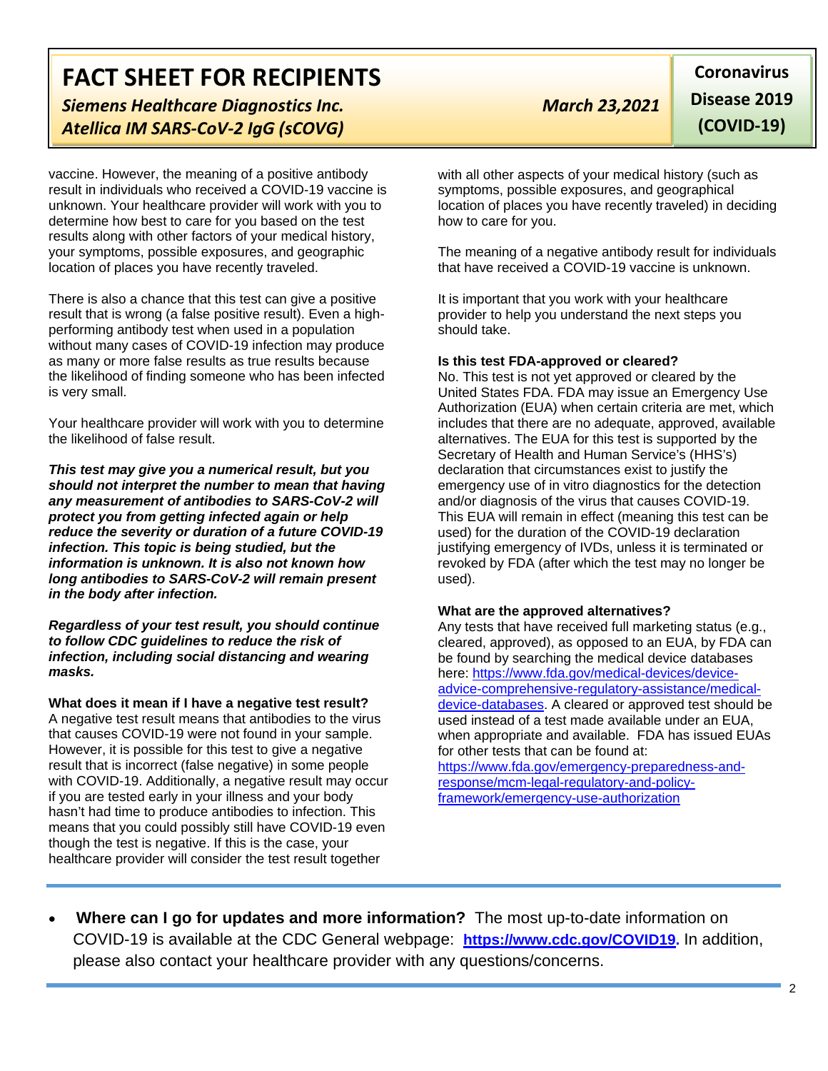vaccine. However, the meaning of a positive antibody result in individuals who received a COVID-19 vaccine is unknown. Your healthcare provider will work with you to determine how best to care for you based on the test results along with other factors of your medical history, your symptoms, possible exposures, and geographic location of places you have recently traveled.

There is also a chance that this test can give a positive result that is wrong (a false positive result). Even a high-performing antibody test when used in a population without many cases of COVID-19 infection may produce as many or more false results as true results because the likelihood of finding someone who has been infected is very small.

Your healthcare provider will work with you to determine the likelihood of false result.

***This test may give you a numerical result, but you should not interpret the number to mean that having any measurement of antibodies to SARS-CoV-2 will protect you from getting infected again or help reduce the severity or duration of a future COVID-19 infection. This topic is being studied, but the information is unknown. It is also not known how long antibodies to SARS-CoV-2 will remain present in the body after infection.***

***Regardless of your test result, you should continue to follow CDC guidelines to reduce the risk of infection, including social distancing and wearing masks.***

**What does it mean if I have a negative test result?**
A negative test result means that antibodies to the virus that causes COVID-19 were not found in your sample. However, it is possible for this test to give a negative result that is incorrect (false negative) in some people with COVID-19. Additionally, a negative result may occur if you are tested early in your illness and your body hasn't had time to produce antibodies to infection. This means that you could possibly still have COVID-19 even though the test is negative. If this is the case, your healthcare provider will consider the test result together with all other aspects of your medical history (such as symptoms, possible exposures, and geographical location of places you have recently traveled) in deciding how to care for you.

The meaning of a negative antibody result for individuals that have received a COVID-19 vaccine is unknown.

It is important that you work with your healthcare provider to help you understand the next steps you should take.

**Is this test FDA-approved or cleared?**
No. This test is not yet approved or cleared by the United States FDA. FDA may issue an Emergency Use Authorization (EUA) when certain criteria are met, which includes that there are no adequate, approved, available alternatives. The EUA for this test is supported by the Secretary of Health and Human Service's (HHS's) declaration that circumstances exist to justify the emergency use of in vitro diagnostics for the detection and/or diagnosis of the virus that causes COVID-19. This EUA will remain in effect (meaning this test can be used) for the duration of the COVID-19 declaration justifying emergency of IVDs, unless it is terminated or revoked by FDA (after which the test may no longer be used).

**What are the approved alternatives?**
Any tests that have received full marketing status (e.g., cleared, approved), as opposed to an EUA, by FDA can be found by searching the medical device databases here: https://www.fda.gov/medical-devices/device-advice-comprehensive-regulatory-assistance/medical-device-databases. A cleared or approved test should be used instead of a test made available under an EUA, when appropriate and available. FDA has issued EUAs for other tests that can be found at: https://www.fda.gov/emergency-preparedness-and-response/mcm-legal-regulatory-and-policy-framework/emergency-use-authorization

- **Where can I go for updates and more information?** The most up-to-date information on COVID-19 is available at the CDC General webpage: **https://www.cdc.gov/COVID19.** In addition, please also contact your healthcare provider with any questions/concerns.